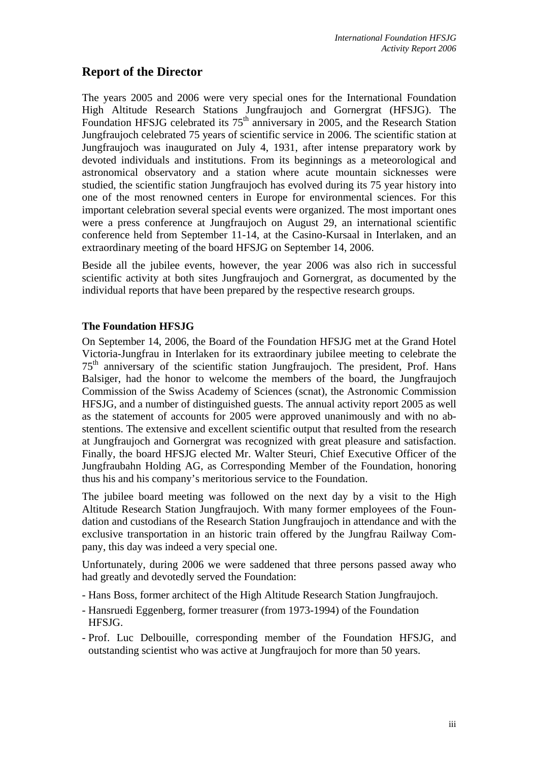# Report of the Director

The years 2005 and 2006 were very special ones for the International Foundation High Altitude Research Stations Jungfraujoch and Gornergrat (HFSJG). The Foundation HFSJG celebrated its 75$^{th}$ anniversary in 2005, and the Research Station Jungfraujoch celebrated 75 years of scientific service in 2006. The scientific station at Jungfraujoch was inaugurated on July 4, 1931, after intense preparatory work by devoted individuals and institutions. From its beginnings as a meteorological and astronomical observatory and a station where acute mountain sicknesses were studied, the scientific station Jungfraujoch has evolved during its 75 year history into one of the most renowned centers in Europe for environmental sciences. For this important celebration several special events were organized. The most important ones were a press conference at Jungfraujoch on August 29, an international scientific conference held from September 11-14, at the Casino-Kursaal in Interlaken, and an extraordinary meeting of the board HFSJG on September 14, 2006.

Beside all the jubilee events, however, the year 2006 was also rich in successful scientific activity at both sites Jungfraujoch and Gornergrat, as documented by the individual reports that have been prepared by the respective research groups.

### The Foundation HFSJG

On September 14, 2006, the Board of the Foundation HFSJG met at the Grand Hotel Victoria-Jungfrau in Interlaken for its extraordinary jubilee meeting to celebrate the 75$^{th}$ anniversary of the scientific station Jungfraujoch. The president, Prof. Hans Balsiger, had the honor to welcome the members of the board, the Jungfraujoch Commission of the Swiss Academy of Sciences (scnat), the Astronomic Commission HFSJG, and a number of distinguished guests. The annual activity report 2005 as well as the statement of accounts for 2005 were approved unanimously and with no abstentions. The extensive and excellent scientific output that resulted from the research at Jungfraujoch and Gornergrat was recognized with great pleasure and satisfaction. Finally, the board HFSJG elected Mr. Walter Steuri, Chief Executive Officer of the Jungfraubahn Holding AG, as Corresponding Member of the Foundation, honoring thus his and his company's meritorious service to the Foundation.

The jubilee board meeting was followed on the next day by a visit to the High Altitude Research Station Jungfraujoch. With many former employees of the Foundation and custodians of the Research Station Jungfraujoch in attendance and with the exclusive transportation in an historic train offered by the Jungfrau Railway Company, this day was indeed a very special one.

Unfortunately, during 2006 we were saddened that three persons passed away who had greatly and devotedly served the Foundation:

- Hans Boss, former architect of the High Altitude Research Station Jungfraujoch.
- Hansruedi Eggenberg, former treasurer (from 1973-1994) of the Foundation HFSJG.
- Prof. Luc Delbouille, corresponding member of the Foundation HFSJG, and outstanding scientist who was active at Jungfraujoch for more than 50 years.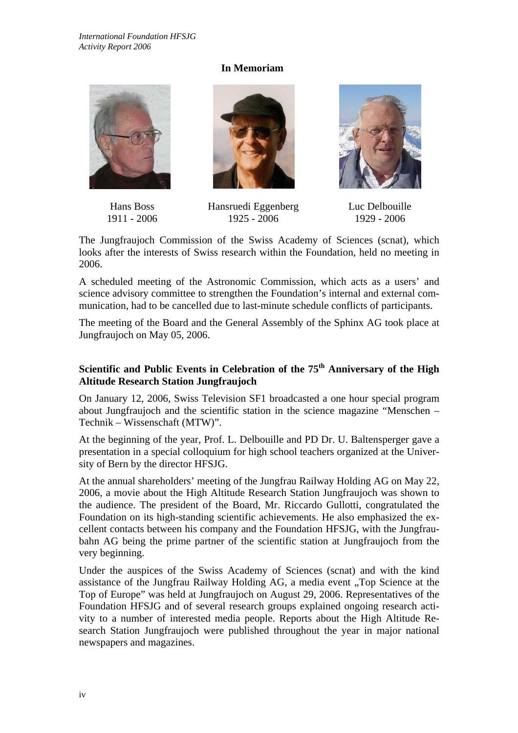## In Memoriam

Hans Boss
1911 - 2006

Hansruedi Eggenberg
1925 - 2006

Luc Delbouille
1929 - 2006

The Jungfraujoch Commission of the Swiss Academy of Sciences (scnat), which looks after the interests of Swiss research within the Foundation, held no meeting in 2006.

A scheduled meeting of the Astronomic Commission, which acts as a users' and science advisory committee to strengthen the Foundation's internal and external communication, had to be cancelled due to last-minute schedule conflicts of participants.

The meeting of the Board and the General Assembly of the Sphinx AG took place at Jungfraujoch on May 05, 2006.

### Scientific and Public Events in Celebration of the 75th Anniversary of the High Altitude Research Station Jungfraujoch

On January 12, 2006, Swiss Television SF1 broadcasted a one hour special program about Jungfraujoch and the scientific station in the science magazine "Menschen – Technik – Wissenschaft (MTW)".

At the beginning of the year, Prof. L. Delbouille and PD Dr. U. Baltensperger gave a presentation in a special colloquium for high school teachers organized at the University of Bern by the director HFSJG.

At the annual shareholders' meeting of the Jungfrau Railway Holding AG on May 22, 2006, a movie about the High Altitude Research Station Jungfraujoch was shown to the audience. The president of the Board, Mr. Riccardo Gullotti, congratulated the Foundation on its high-standing scientific achievements. He also emphasized the excellent contacts between his company and the Foundation HFSJG, with the Jungfraubahn AG being the prime partner of the scientific station at Jungfraujoch from the very beginning.

Under the auspices of the Swiss Academy of Sciences (scnat) and with the kind assistance of the Jungfrau Railway Holding AG, a media event „Top Science at the Top of Europe" was held at Jungfraujoch on August 29, 2006. Representatives of the Foundation HFSJG and of several research groups explained ongoing research activity to a number of interested media people. Reports about the High Altitude Research Station Jungfraujoch were published throughout the year in major national newspapers and magazines.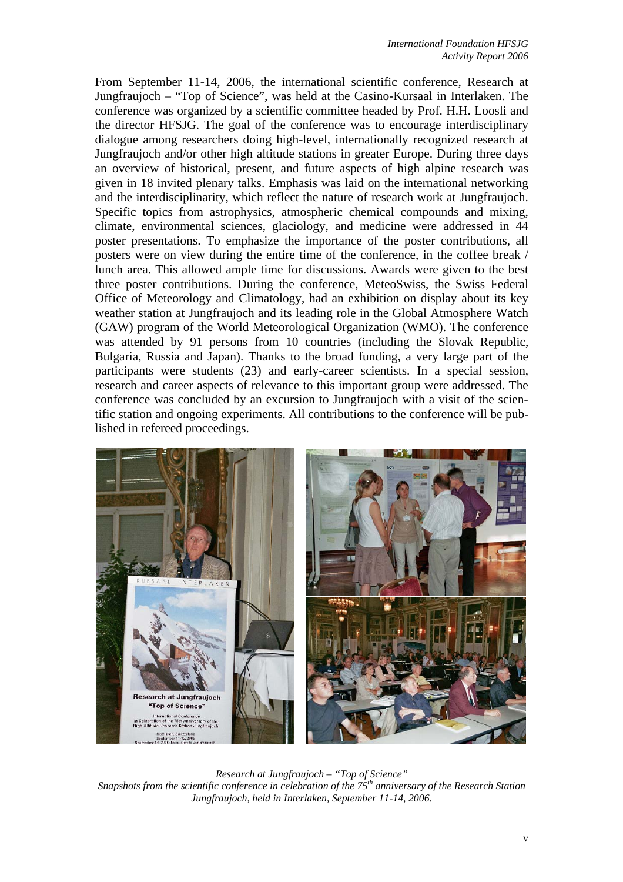From September 11-14, 2006, the international scientific conference, Research at Jungfraujoch – "Top of Science", was held at the Casino-Kursaal in Interlaken. The conference was organized by a scientific committee headed by Prof. H.H. Loosli and the director HFSJG. The goal of the conference was to encourage interdisciplinary dialogue among researchers doing high-level, internationally recognized research at Jungfraujoch and/or other high altitude stations in greater Europe. During three days an overview of historical, present, and future aspects of high alpine research was given in 18 invited plenary talks. Emphasis was laid on the international networking and the interdisciplinarity, which reflect the nature of research work at Jungfraujoch. Specific topics from astrophysics, atmospheric chemical compounds and mixing, climate, environmental sciences, glaciology, and medicine were addressed in 44 poster presentations. To emphasize the importance of the poster contributions, all posters were on view during the entire time of the conference, in the coffee break / lunch area. This allowed ample time for discussions. Awards were given to the best three poster contributions. During the conference, MeteoSwiss, the Swiss Federal Office of Meteorology and Climatology, had an exhibition on display about its key weather station at Jungfraujoch and its leading role in the Global Atmosphere Watch (GAW) program of the World Meteorological Organization (WMO). The conference was attended by 91 persons from 10 countries (including the Slovak Republic, Bulgaria, Russia and Japan). Thanks to the broad funding, a very large part of the participants were students (23) and early-career scientists. In a special session, research and career aspects of relevance to this important group were addressed. The conference was concluded by an excursion to Jungfraujoch with a visit of the scientific station and ongoing experiments. All contributions to the conference will be published in refereed proceedings.

*Research at Jungfraujoch – "Top of Science"*
*Snapshots from the scientific conference in celebration of the 75th anniversary of the Research Station Jungfraujoch, held in Interlaken, September 11-14, 2006.*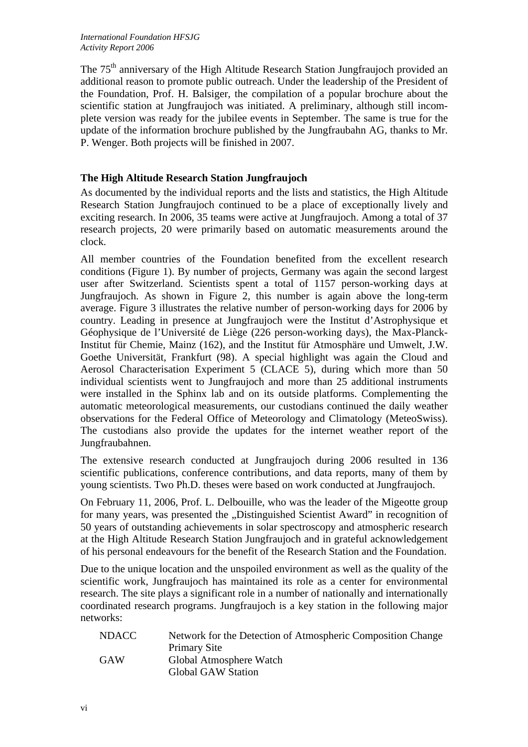The 75$^{th}$ anniversary of the High Altitude Research Station Jungfraujoch provided an additional reason to promote public outreach. Under the leadership of the President of the Foundation, Prof. H. Balsiger, the compilation of a popular brochure about the scientific station at Jungfraujoch was initiated. A preliminary, although still incomplete version was ready for the jubilee events in September. The same is true for the update of the information brochure published by the Jungfraubahn AG, thanks to Mr. P. Wenger. Both projects will be finished in 2007.

### The High Altitude Research Station Jungfraujoch

As documented by the individual reports and the lists and statistics, the High Altitude Research Station Jungfraujoch continued to be a place of exceptionally lively and exciting research. In 2006, 35 teams were active at Jungfraujoch. Among a total of 37 research projects, 20 were primarily based on automatic measurements around the clock.

All member countries of the Foundation benefited from the excellent research conditions (Figure 1). By number of projects, Germany was again the second largest user after Switzerland. Scientists spent a total of 1157 person-working days at Jungfraujoch. As shown in Figure 2, this number is again above the long-term average. Figure 3 illustrates the relative number of person-working days for 2006 by country. Leading in presence at Jungfraujoch were the Institut d'Astrophysique et Géophysique de l'Université de Liège (226 person-working days), the Max-Planck-Institut für Chemie, Mainz (162), and the Institut für Atmosphäre und Umwelt, J.W. Goethe Universität, Frankfurt (98). A special highlight was again the Cloud and Aerosol Characterisation Experiment 5 (CLACE 5), during which more than 50 individual scientists went to Jungfraujoch and more than 25 additional instruments were installed in the Sphinx lab and on its outside platforms. Complementing the automatic meteorological measurements, our custodians continued the daily weather observations for the Federal Office of Meteorology and Climatology (MeteoSwiss). The custodians also provide the updates for the internet weather report of the Jungfraubahnen.

The extensive research conducted at Jungfraujoch during 2006 resulted in 136 scientific publications, conference contributions, and data reports, many of them by young scientists. Two Ph.D. theses were based on work conducted at Jungfraujoch.

On February 11, 2006, Prof. L. Delbouille, who was the leader of the Migeotte group for many years, was presented the „Distinguished Scientist Award" in recognition of 50 years of outstanding achievements in solar spectroscopy and atmospheric research at the High Altitude Research Station Jungfraujoch and in grateful acknowledgement of his personal endeavours for the benefit of the Research Station and the Foundation.

Due to the unique location and the unspoiled environment as well as the quality of the scientific work, Jungfraujoch has maintained its role as a center for environmental research. The site plays a significant role in a number of nationally and internationally coordinated research programs. Jungfraujoch is a key station in the following major networks:

| | |
|---|---|
| NDACC | Network for the Detection of Atmospheric Composition Change<br>Primary Site |
| GAW | Global Atmosphere Watch<br>Global GAW Station |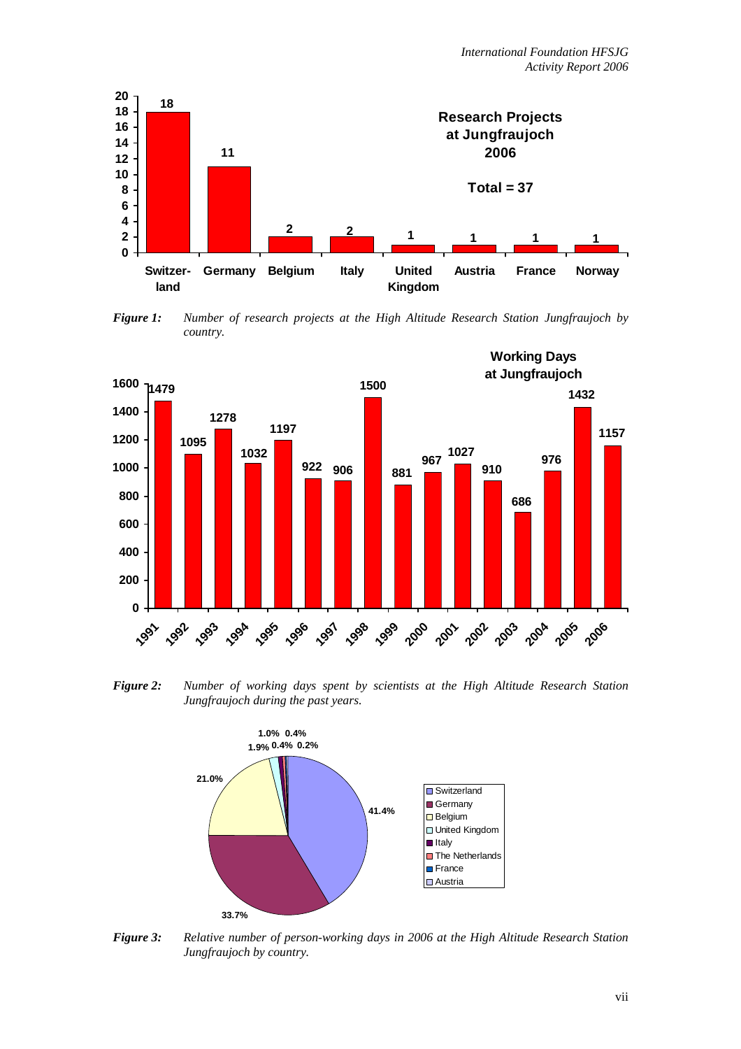**Research Projects at Jungfraujoch 2006**

**Total = 37**

| Country | Number of projects |
|---|---|
| Switzerland | 18 |
| Germany | 11 |
| Belgium | 2 |
| Italy | 2 |
| United Kingdom | 1 |
| Austria | 1 |
| France | 1 |
| Norway | 1 |

***Figure 1:*** *Number of research projects at the High Altitude Research Station Jungfraujoch by country.*

**Working Days at Jungfraujoch**

| Year | Working days |
|---|---|
| 1991 | 1479 |
| 1992 | 1095 |
| 1993 | 1278 |
| 1994 | 1032 |
| 1995 | 1197 |
| 1996 | 922 |
| 1997 | 906 |
| 1998 | 1500 |
| 1999 | 881 |
| 2000 | 967 |
| 2001 | 1027 |
| 2002 | 910 |
| 2003 | 686 |
| 2004 | 976 |
| 2005 | 1432 |
| 2006 | 1157 |

***Figure 2:*** *Number of working days spent by scientists at the High Altitude Research Station Jungfraujoch during the past years.*

| Country | Share |
|---|---|
| Switzerland | 41.4% |
| Germany | 33.7% |
| Belgium | 21.0% |
| United Kingdom | 1.9% |
| Italy | 1.0% |
| The Netherlands | 0.4% |
| France | 0.4% |
| Austria | 0.2% |

***Figure 3:*** *Relative number of person-working days in 2006 at the High Altitude Research Station Jungfraujoch by country.*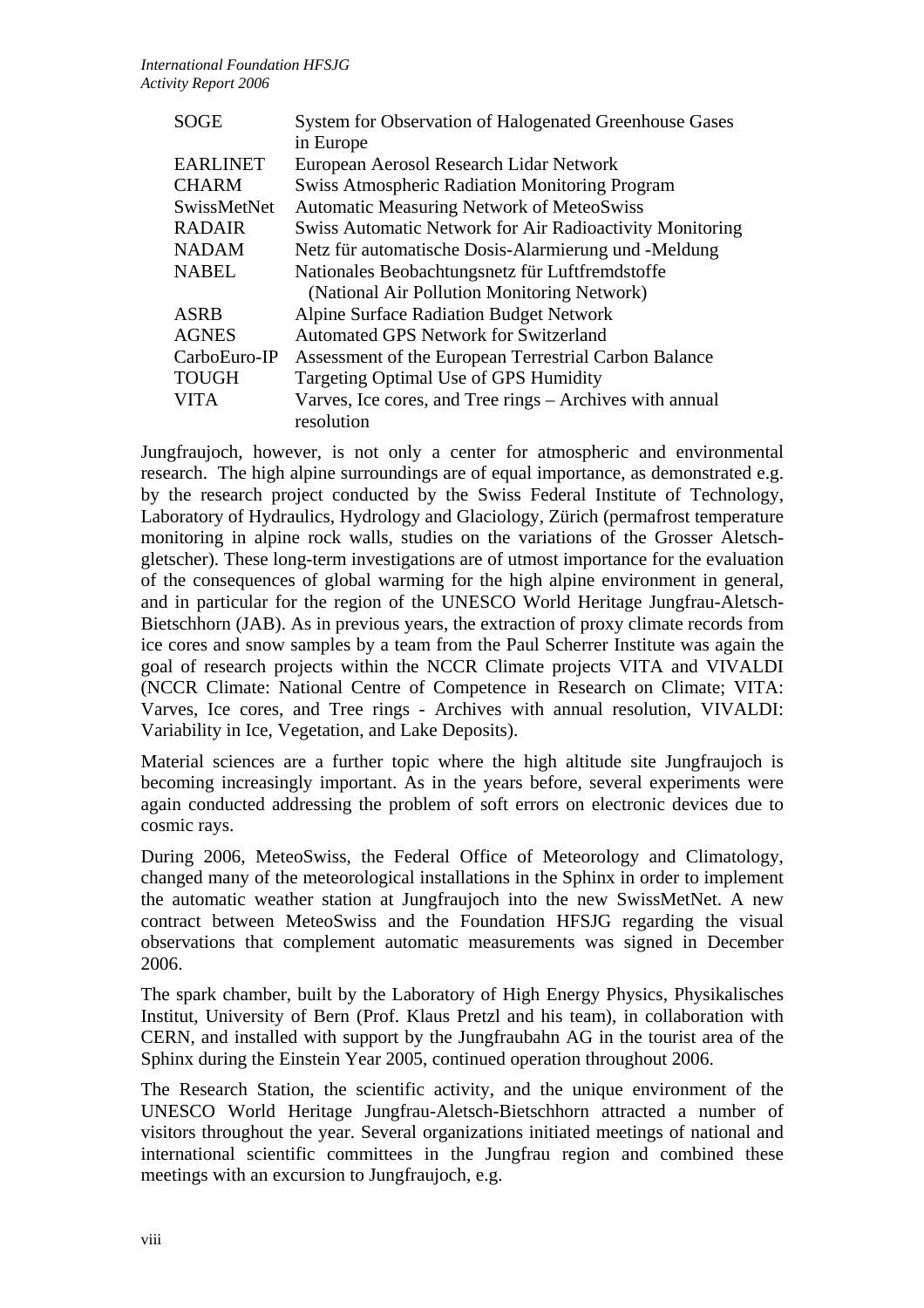| | |
|---|---|
| SOGE | System for Observation of Halogenated Greenhouse Gases in Europe |
| EARLINET | European Aerosol Research Lidar Network |
| CHARM | Swiss Atmospheric Radiation Monitoring Program |
| SwissMetNet | Automatic Measuring Network of MeteoSwiss |
| RADAIR | Swiss Automatic Network for Air Radioactivity Monitoring |
| NADAM | Netz für automatische Dosis-Alarmierung und -Meldung |
| NABEL | Nationales Beobachtungsnetz für Luftfremdstoffe (National Air Pollution Monitoring Network) |
| ASRB | Alpine Surface Radiation Budget Network |
| AGNES | Automated GPS Network for Switzerland |
| CarboEuro-IP | Assessment of the European Terrestrial Carbon Balance |
| TOUGH | Targeting Optimal Use of GPS Humidity |
| VITA | Varves, Ice cores, and Tree rings – Archives with annual resolution |

Jungfraujoch, however, is not only a center for atmospheric and environmental research. The high alpine surroundings are of equal importance, as demonstrated e.g. by the research project conducted by the Swiss Federal Institute of Technology, Laboratory of Hydraulics, Hydrology and Glaciology, Zürich (permafrost temperature monitoring in alpine rock walls, studies on the variations of the Grosser Aletschgletscher). These long-term investigations are of utmost importance for the evaluation of the consequences of global warming for the high alpine environment in general, and in particular for the region of the UNESCO World Heritage Jungfrau-Aletsch-Bietschhorn (JAB). As in previous years, the extraction of proxy climate records from ice cores and snow samples by a team from the Paul Scherrer Institute was again the goal of research projects within the NCCR Climate projects VITA and VIVALDI (NCCR Climate: National Centre of Competence in Research on Climate; VITA: Varves, Ice cores, and Tree rings - Archives with annual resolution, VIVALDI: Variability in Ice, Vegetation, and Lake Deposits).

Material sciences are a further topic where the high altitude site Jungfraujoch is becoming increasingly important. As in the years before, several experiments were again conducted addressing the problem of soft errors on electronic devices due to cosmic rays.

During 2006, MeteoSwiss, the Federal Office of Meteorology and Climatology, changed many of the meteorological installations in the Sphinx in order to implement the automatic weather station at Jungfraujoch into the new SwissMetNet. A new contract between MeteoSwiss and the Foundation HFSJG regarding the visual observations that complement automatic measurements was signed in December 2006.

The spark chamber, built by the Laboratory of High Energy Physics, Physikalisches Institut, University of Bern (Prof. Klaus Pretzl and his team), in collaboration with CERN, and installed with support by the Jungfraubahn AG in the tourist area of the Sphinx during the Einstein Year 2005, continued operation throughout 2006.

The Research Station, the scientific activity, and the unique environment of the UNESCO World Heritage Jungfrau-Aletsch-Bietschhorn attracted a number of visitors throughout the year. Several organizations initiated meetings of national and international scientific committees in the Jungfrau region and combined these meetings with an excursion to Jungfraujoch, e.g.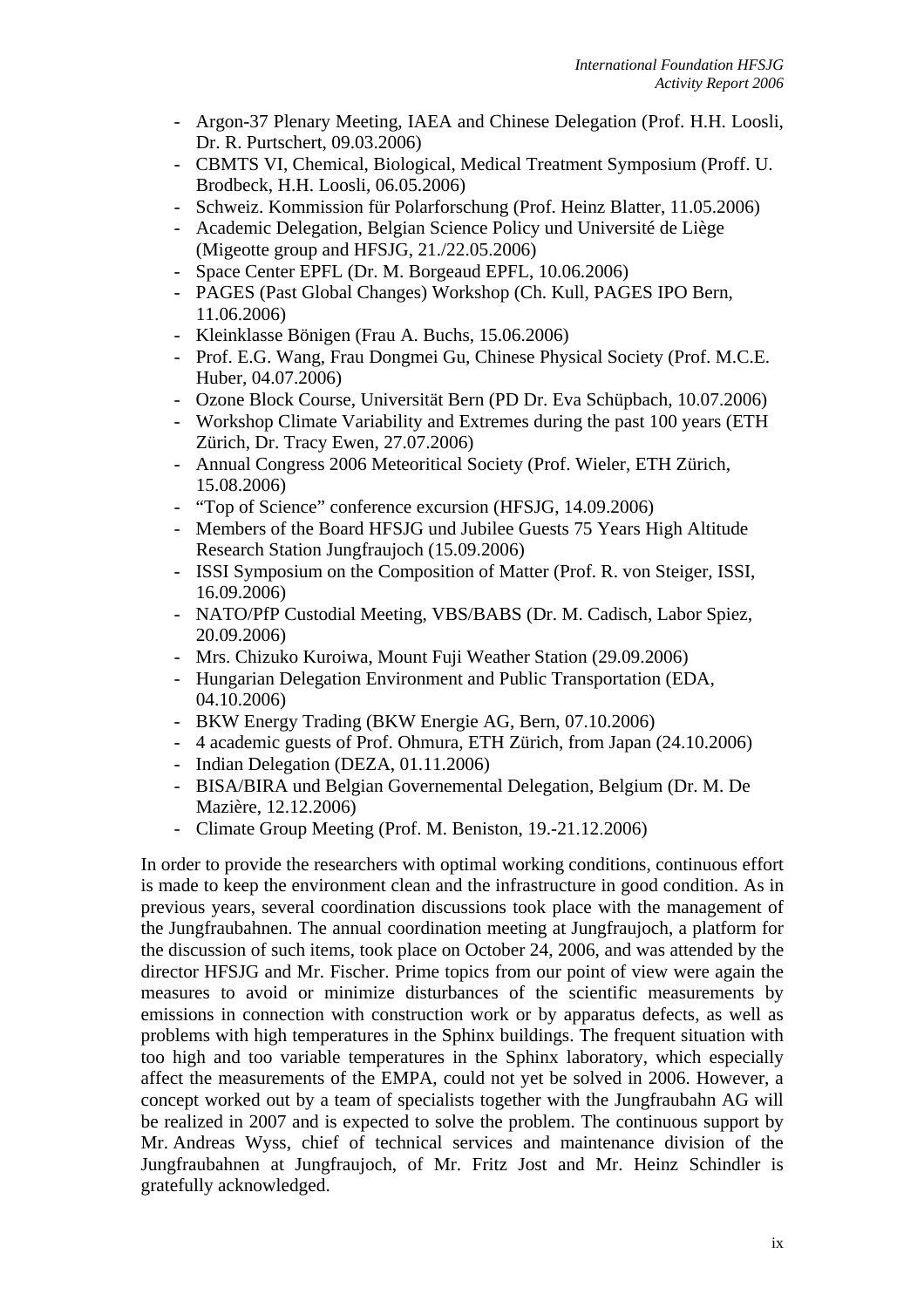- Argon-37 Plenary Meeting, IAEA and Chinese Delegation (Prof. H.H. Loosli, Dr. R. Purtschert, 09.03.2006)
- CBMTS VI, Chemical, Biological, Medical Treatment Symposium (Proff. U. Brodbeck, H.H. Loosli, 06.05.2006)
- Schweiz. Kommission für Polarforschung (Prof. Heinz Blatter, 11.05.2006)
- Academic Delegation, Belgian Science Policy und Université de Liège (Migeotte group and HFSJG, 21./22.05.2006)
- Space Center EPFL (Dr. M. Borgeaud EPFL, 10.06.2006)
- PAGES (Past Global Changes) Workshop (Ch. Kull, PAGES IPO Bern, 11.06.2006)
- Kleinklasse Bönigen (Frau A. Buchs, 15.06.2006)
- Prof. E.G. Wang, Frau Dongmei Gu, Chinese Physical Society (Prof. M.C.E. Huber, 04.07.2006)
- Ozone Block Course, Universität Bern (PD Dr. Eva Schüpbach, 10.07.2006)
- Workshop Climate Variability and Extremes during the past 100 years (ETH Zürich, Dr. Tracy Ewen, 27.07.2006)
- Annual Congress 2006 Meteoritical Society (Prof. Wieler, ETH Zürich, 15.08.2006)
- "Top of Science" conference excursion (HFSJG, 14.09.2006)
- Members of the Board HFSJG und Jubilee Guests 75 Years High Altitude Research Station Jungfraujoch (15.09.2006)
- ISSI Symposium on the Composition of Matter (Prof. R. von Steiger, ISSI, 16.09.2006)
- NATO/PfP Custodial Meeting, VBS/BABS (Dr. M. Cadisch, Labor Spiez, 20.09.2006)
- Mrs. Chizuko Kuroiwa, Mount Fuji Weather Station (29.09.2006)
- Hungarian Delegation Environment and Public Transportation (EDA, 04.10.2006)
- BKW Energy Trading (BKW Energie AG, Bern, 07.10.2006)
- 4 academic guests of Prof. Ohmura, ETH Zürich, from Japan (24.10.2006)
- Indian Delegation (DEZA, 01.11.2006)
- BISA/BIRA und Belgian Governemental Delegation, Belgium (Dr. M. De Mazière, 12.12.2006)
- Climate Group Meeting (Prof. M. Beniston, 19.-21.12.2006)

In order to provide the researchers with optimal working conditions, continuous effort is made to keep the environment clean and the infrastructure in good condition. As in previous years, several coordination discussions took place with the management of the Jungfraubahnen. The annual coordination meeting at Jungfraujoch, a platform for the discussion of such items, took place on October 24, 2006, and was attended by the director HFSJG and Mr. Fischer. Prime topics from our point of view were again the measures to avoid or minimize disturbances of the scientific measurements by emissions in connection with construction work or by apparatus defects, as well as problems with high temperatures in the Sphinx buildings. The frequent situation with too high and too variable temperatures in the Sphinx laboratory, which especially affect the measurements of the EMPA, could not yet be solved in 2006. However, a concept worked out by a team of specialists together with the Jungfraubahn AG will be realized in 2007 and is expected to solve the problem. The continuous support by Mr. Andreas Wyss, chief of technical services and maintenance division of the Jungfraubahnen at Jungfraujoch, of Mr. Fritz Jost and Mr. Heinz Schindler is gratefully acknowledged.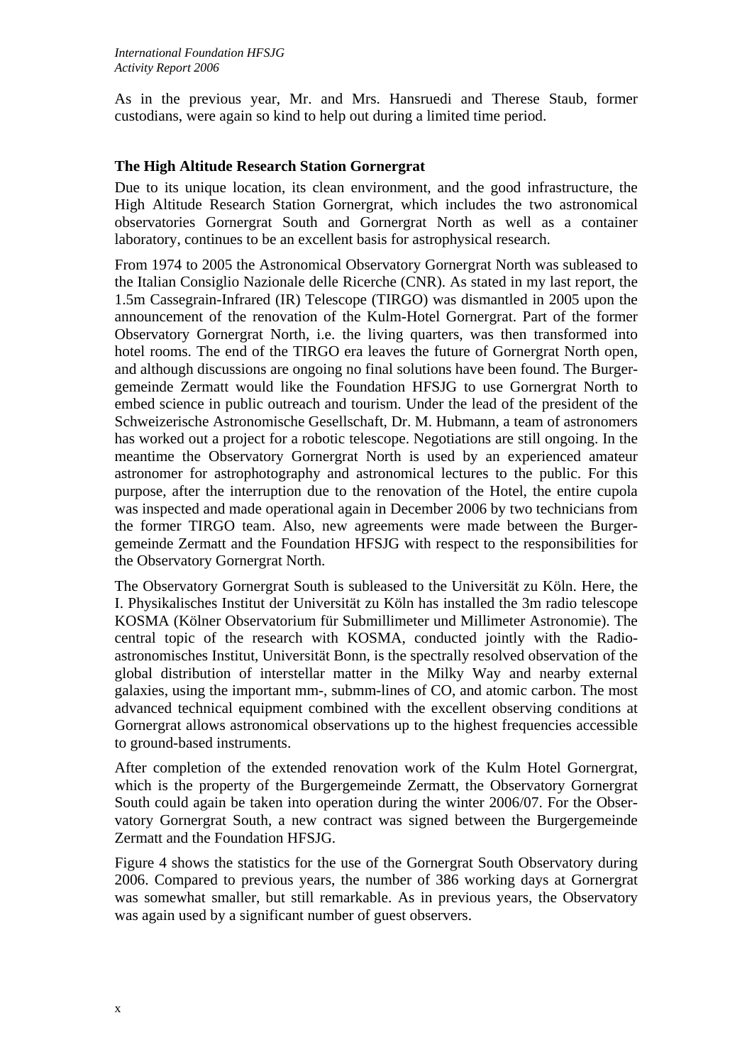As in the previous year, Mr. and Mrs. Hansruedi and Therese Staub, former custodians, were again so kind to help out during a limited time period.

## The High Altitude Research Station Gornergrat

Due to its unique location, its clean environment, and the good infrastructure, the High Altitude Research Station Gornergrat, which includes the two astronomical observatories Gornergrat South and Gornergrat North as well as a container laboratory, continues to be an excellent basis for astrophysical research.

From 1974 to 2005 the Astronomical Observatory Gornergrat North was subleased to the Italian Consiglio Nazionale delle Ricerche (CNR). As stated in my last report, the 1.5m Cassegrain-Infrared (IR) Telescope (TIRGO) was dismantled in 2005 upon the announcement of the renovation of the Kulm-Hotel Gornergrat. Part of the former Observatory Gornergrat North, i.e. the living quarters, was then transformed into hotel rooms. The end of the TIRGO era leaves the future of Gornergrat North open, and although discussions are ongoing no final solutions have been found. The Burgergemeinde Zermatt would like the Foundation HFSJG to use Gornergrat North to embed science in public outreach and tourism. Under the lead of the president of the Schweizerische Astronomische Gesellschaft, Dr. M. Hubmann, a team of astronomers has worked out a project for a robotic telescope. Negotiations are still ongoing. In the meantime the Observatory Gornergrat North is used by an experienced amateur astronomer for astrophotography and astronomical lectures to the public. For this purpose, after the interruption due to the renovation of the Hotel, the entire cupola was inspected and made operational again in December 2006 by two technicians from the former TIRGO team. Also, new agreements were made between the Burgergemeinde Zermatt and the Foundation HFSJG with respect to the responsibilities for the Observatory Gornergrat North.

The Observatory Gornergrat South is subleased to the Universität zu Köln. Here, the I. Physikalisches Institut der Universität zu Köln has installed the 3m radio telescope KOSMA (Kölner Observatorium für Submillimeter und Millimeter Astronomie). The central topic of the research with KOSMA, conducted jointly with the Radioastronomisches Institut, Universität Bonn, is the spectrally resolved observation of the global distribution of interstellar matter in the Milky Way and nearby external galaxies, using the important mm-, submm-lines of CO, and atomic carbon. The most advanced technical equipment combined with the excellent observing conditions at Gornergrat allows astronomical observations up to the highest frequencies accessible to ground-based instruments.

After completion of the extended renovation work of the Kulm Hotel Gornergrat, which is the property of the Burgergemeinde Zermatt, the Observatory Gornergrat South could again be taken into operation during the winter 2006/07. For the Observatory Gornergrat South, a new contract was signed between the Burgergemeinde Zermatt and the Foundation HFSJG.

Figure 4 shows the statistics for the use of the Gornergrat South Observatory during 2006. Compared to previous years, the number of 386 working days at Gornergrat was somewhat smaller, but still remarkable. As in previous years, the Observatory was again used by a significant number of guest observers.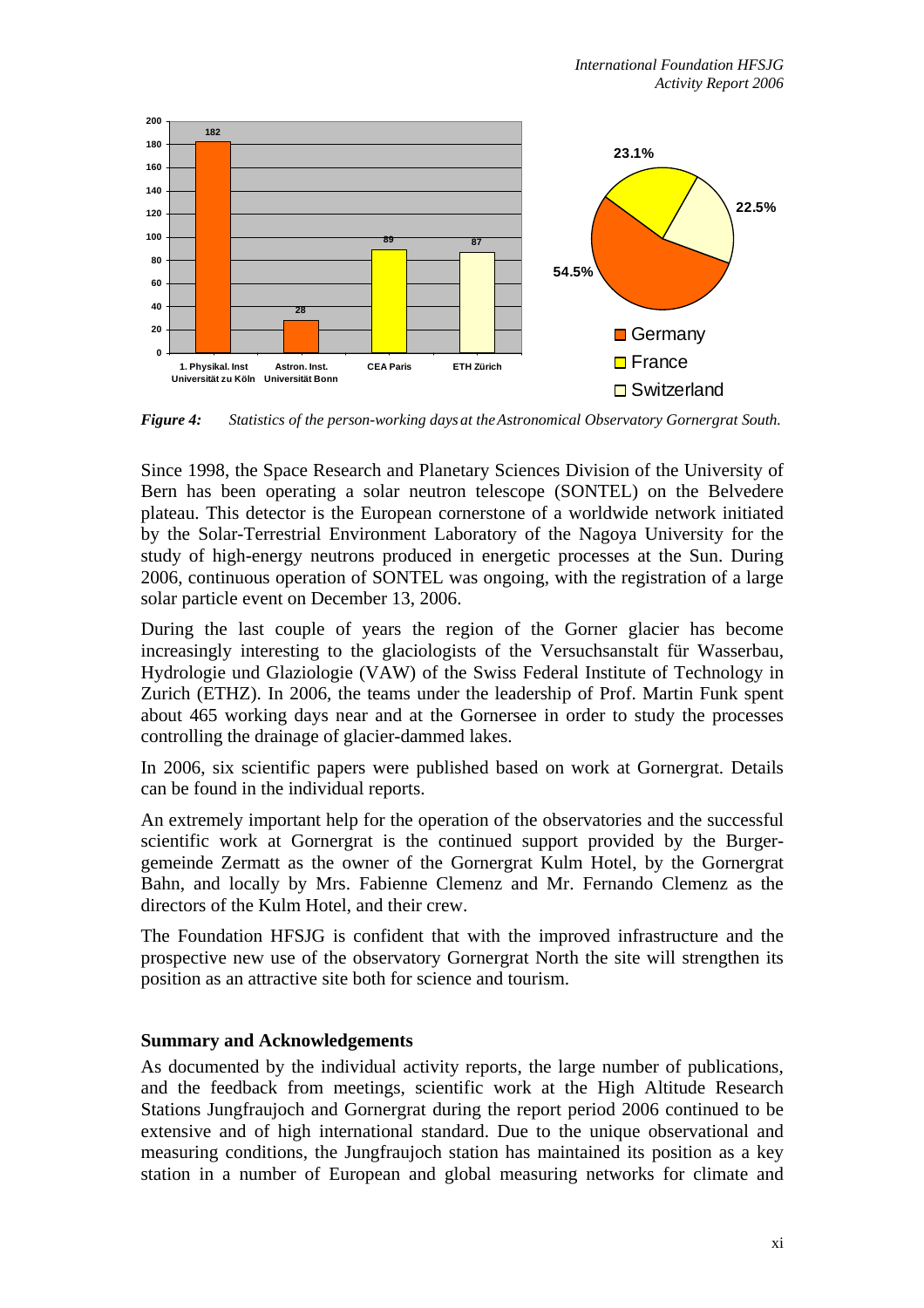*Figure 4: Statistics of the person-working days at the Astronomical Observatory Gornergrat South.*

Since 1998, the Space Research and Planetary Sciences Division of the University of Bern has been operating a solar neutron telescope (SONTEL) on the Belvedere plateau. This detector is the European cornerstone of a worldwide network initiated by the Solar-Terrestrial Environment Laboratory of the Nagoya University for the study of high-energy neutrons produced in energetic processes at the Sun. During 2006, continuous operation of SONTEL was ongoing, with the registration of a large solar particle event on December 13, 2006.

During the last couple of years the region of the Gorner glacier has become increasingly interesting to the glaciologists of the Versuchsanstalt für Wasserbau, Hydrologie und Glaziologie (VAW) of the Swiss Federal Institute of Technology in Zurich (ETHZ). In 2006, the teams under the leadership of Prof. Martin Funk spent about 465 working days near and at the Gornersee in order to study the processes controlling the drainage of glacier-dammed lakes.

In 2006, six scientific papers were published based on work at Gornergrat. Details can be found in the individual reports.

An extremely important help for the operation of the observatories and the successful scientific work at Gornergrat is the continued support provided by the Burgergemeinde Zermatt as the owner of the Gornergrat Kulm Hotel, by the Gornergrat Bahn, and locally by Mrs. Fabienne Clemenz and Mr. Fernando Clemenz as the directors of the Kulm Hotel, and their crew.

The Foundation HFSJG is confident that with the improved infrastructure and the prospective new use of the observatory Gornergrat North the site will strengthen its position as an attractive site both for science and tourism.

## Summary and Acknowledgements

As documented by the individual activity reports, the large number of publications, and the feedback from meetings, scientific work at the High Altitude Research Stations Jungfraujoch and Gornergrat during the report period 2006 continued to be extensive and of high international standard. Due to the unique observational and measuring conditions, the Jungfraujoch station has maintained its position as a key station in a number of European and global measuring networks for climate and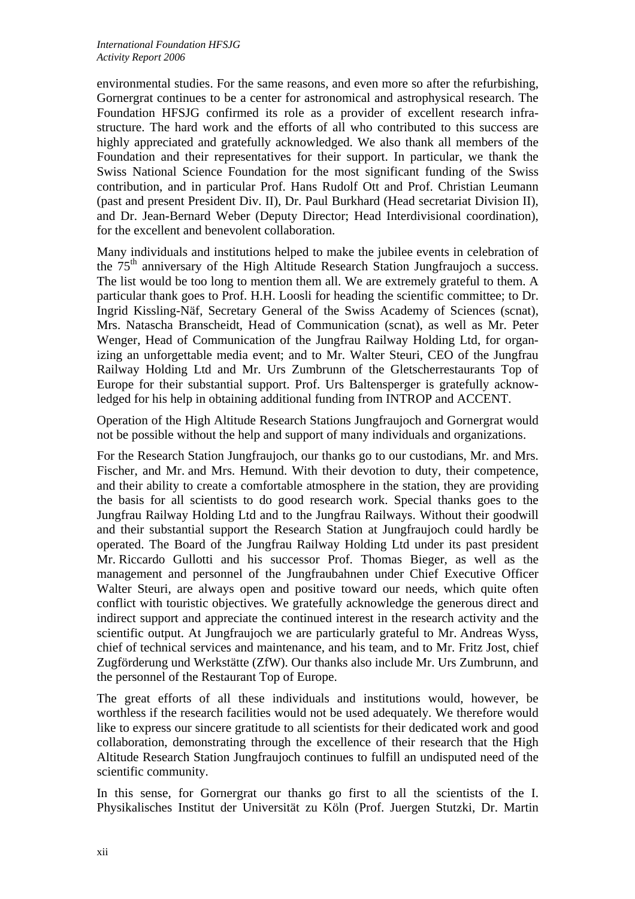environmental studies. For the same reasons, and even more so after the refurbishing, Gornergrat continues to be a center for astronomical and astrophysical research. The Foundation HFSJG confirmed its role as a provider of excellent research infrastructure. The hard work and the efforts of all who contributed to this success are highly appreciated and gratefully acknowledged. We also thank all members of the Foundation and their representatives for their support. In particular, we thank the Swiss National Science Foundation for the most significant funding of the Swiss contribution, and in particular Prof. Hans Rudolf Ott and Prof. Christian Leumann (past and present President Div. II), Dr. Paul Burkhard (Head secretariat Division II), and Dr. Jean-Bernard Weber (Deputy Director; Head Interdivisional coordination), for the excellent and benevolent collaboration.

Many individuals and institutions helped to make the jubilee events in celebration of the 75th anniversary of the High Altitude Research Station Jungfraujoch a success. The list would be too long to mention them all. We are extremely grateful to them. A particular thank goes to Prof. H.H. Loosli for heading the scientific committee; to Dr. Ingrid Kissling-Näf, Secretary General of the Swiss Academy of Sciences (scnat), Mrs. Natascha Branscheidt, Head of Communication (scnat), as well as Mr. Peter Wenger, Head of Communication of the Jungfrau Railway Holding Ltd, for organizing an unforgettable media event; and to Mr. Walter Steuri, CEO of the Jungfrau Railway Holding Ltd and Mr. Urs Zumbrunn of the Gletscherrestaurants Top of Europe for their substantial support. Prof. Urs Baltensperger is gratefully acknowledged for his help in obtaining additional funding from INTROP and ACCENT.

Operation of the High Altitude Research Stations Jungfraujoch and Gornergrat would not be possible without the help and support of many individuals and organizations.

For the Research Station Jungfraujoch, our thanks go to our custodians, Mr. and Mrs. Fischer, and Mr. and Mrs. Hemund. With their devotion to duty, their competence, and their ability to create a comfortable atmosphere in the station, they are providing the basis for all scientists to do good research work. Special thanks goes to the Jungfrau Railway Holding Ltd and to the Jungfrau Railways. Without their goodwill and their substantial support the Research Station at Jungfraujoch could hardly be operated. The Board of the Jungfrau Railway Holding Ltd under its past president Mr. Riccardo Gullotti and his successor Prof. Thomas Bieger, as well as the management and personnel of the Jungfraubahnen under Chief Executive Officer Walter Steuri, are always open and positive toward our needs, which quite often conflict with touristic objectives. We gratefully acknowledge the generous direct and indirect support and appreciate the continued interest in the research activity and the scientific output. At Jungfraujoch we are particularly grateful to Mr. Andreas Wyss, chief of technical services and maintenance, and his team, and to Mr. Fritz Jost, chief Zugförderung und Werkstätte (ZfW). Our thanks also include Mr. Urs Zumbrunn, and the personnel of the Restaurant Top of Europe.

The great efforts of all these individuals and institutions would, however, be worthless if the research facilities would not be used adequately. We therefore would like to express our sincere gratitude to all scientists for their dedicated work and good collaboration, demonstrating through the excellence of their research that the High Altitude Research Station Jungfraujoch continues to fulfill an undisputed need of the scientific community.

In this sense, for Gornergrat our thanks go first to all the scientists of the I. Physikalisches Institut der Universität zu Köln (Prof. Juergen Stutzki, Dr. Martin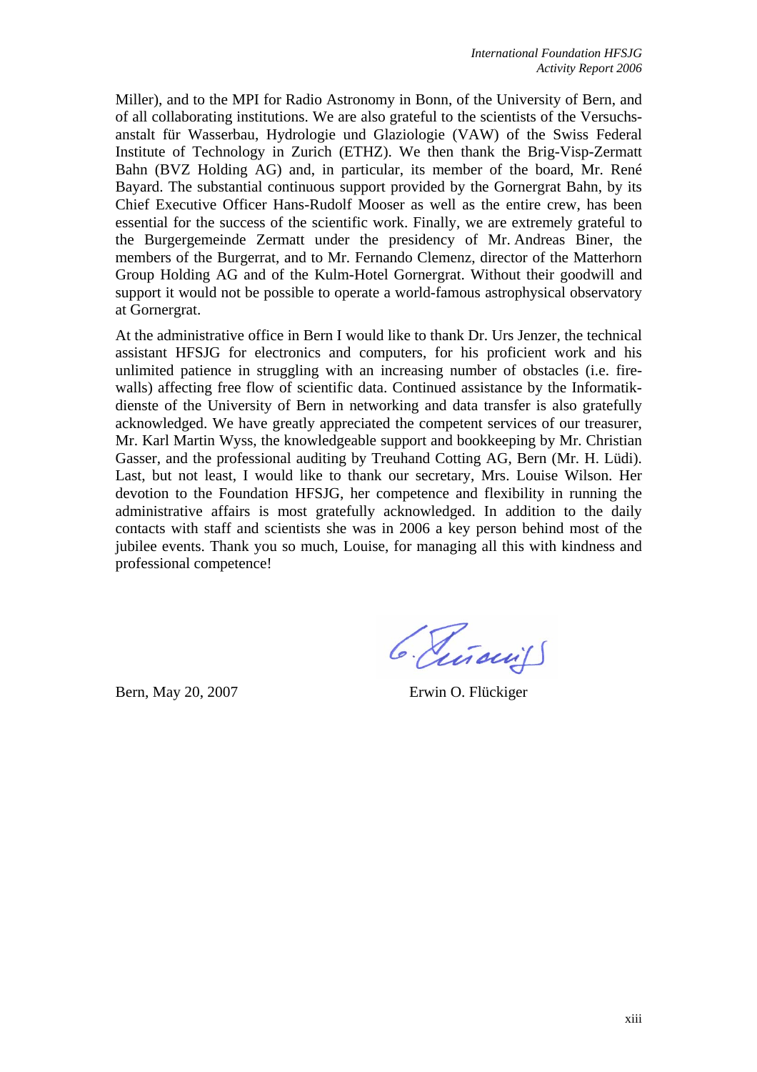Miller), and to the MPI for Radio Astronomy in Bonn, of the University of Bern, and of all collaborating institutions. We are also grateful to the scientists of the Versuchsanstalt für Wasserbau, Hydrologie und Glaziologie (VAW) of the Swiss Federal Institute of Technology in Zurich (ETHZ). We then thank the Brig-Visp-Zermatt Bahn (BVZ Holding AG) and, in particular, its member of the board, Mr. René Bayard. The substantial continuous support provided by the Gornergrat Bahn, by its Chief Executive Officer Hans-Rudolf Mooser as well as the entire crew, has been essential for the success of the scientific work. Finally, we are extremely grateful to the Burgergemeinde Zermatt under the presidency of Mr. Andreas Biner, the members of the Burgerrat, and to Mr. Fernando Clemenz, director of the Matterhorn Group Holding AG and of the Kulm-Hotel Gornergrat. Without their goodwill and support it would not be possible to operate a world-famous astrophysical observatory at Gornergrat.

At the administrative office in Bern I would like to thank Dr. Urs Jenzer, the technical assistant HFSJG for electronics and computers, for his proficient work and his unlimited patience in struggling with an increasing number of obstacles (i.e. firewalls) affecting free flow of scientific data. Continued assistance by the Informatikdienste of the University of Bern in networking and data transfer is also gratefully acknowledged. We have greatly appreciated the competent services of our treasurer, Mr. Karl Martin Wyss, the knowledgeable support and bookkeeping by Mr. Christian Gasser, and the professional auditing by Treuhand Cotting AG, Bern (Mr. H. Lüdi). Last, but not least, I would like to thank our secretary, Mrs. Louise Wilson. Her devotion to the Foundation HFSJG, her competence and flexibility in running the administrative affairs is most gratefully acknowledged. In addition to the daily contacts with staff and scientists she was in 2006 a key person behind most of the jubilee events. Thank you so much, Louise, for managing all this with kindness and professional competence!

Bern, May 20, 2007

Erwin O. Flückiger